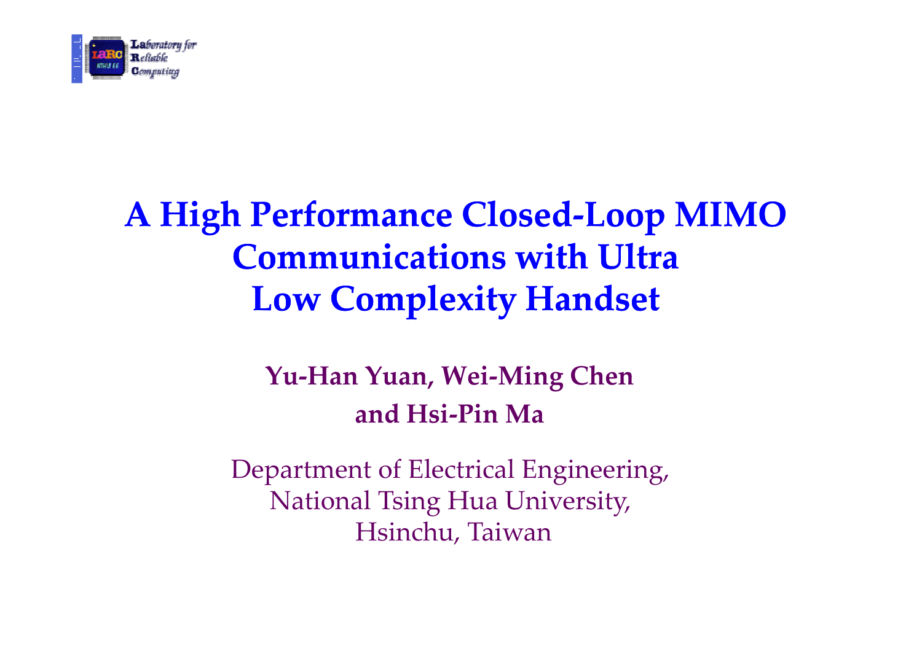# A High Performance Closed-Loop MIMO Communications with Ultra Low Complexity Handset

**Yu-Han Yuan, Wei-Ming Chen and Hsi-Pin Ma**

Department of Electrical Engineering,
National Tsing Hua University,
Hsinchu, Taiwan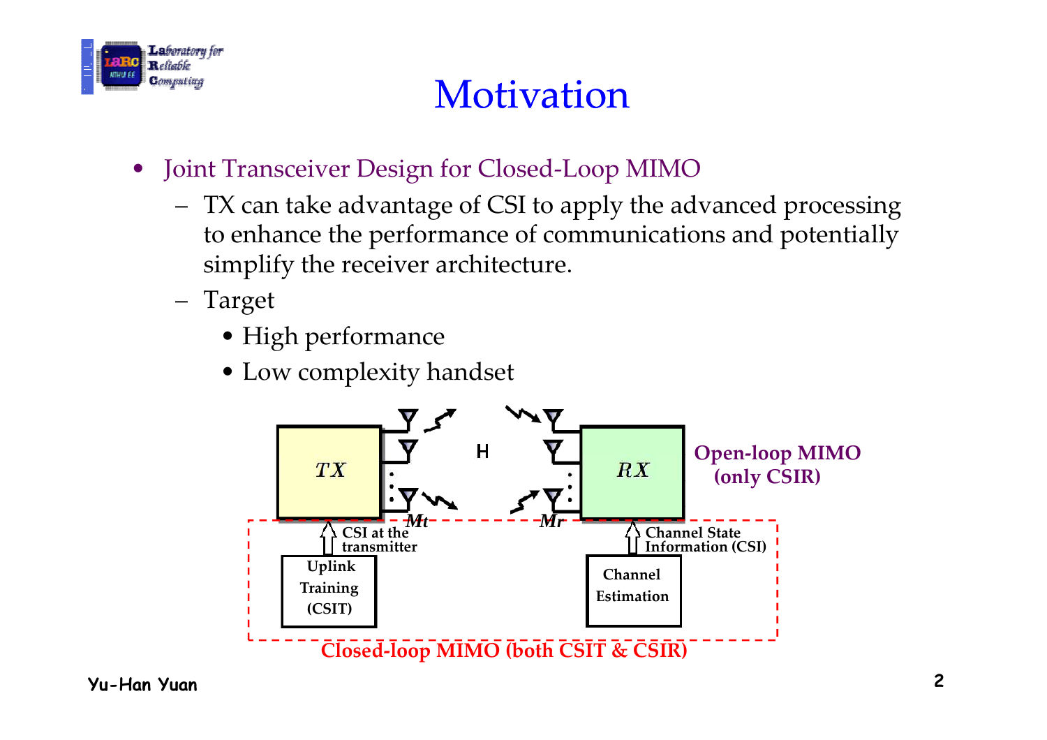# Motivation

- Joint Transceiver Design for Closed-Loop MIMO
  - TX can take advantage of CSI to apply the advanced processing to enhance the performance of communications and potentially simplify the receiver architecture.
  - Target
    - High performance
    - Low complexity handset

TX | H | RX

$M_t$ | $M_r$

Open-loop MIMO (only CSIR)

CSI at the transmitter

Uplink Training (CSIT)

Channel State Information (CSI)

Channel Estimation

Closed-loop MIMO (both CSIT & CSIR)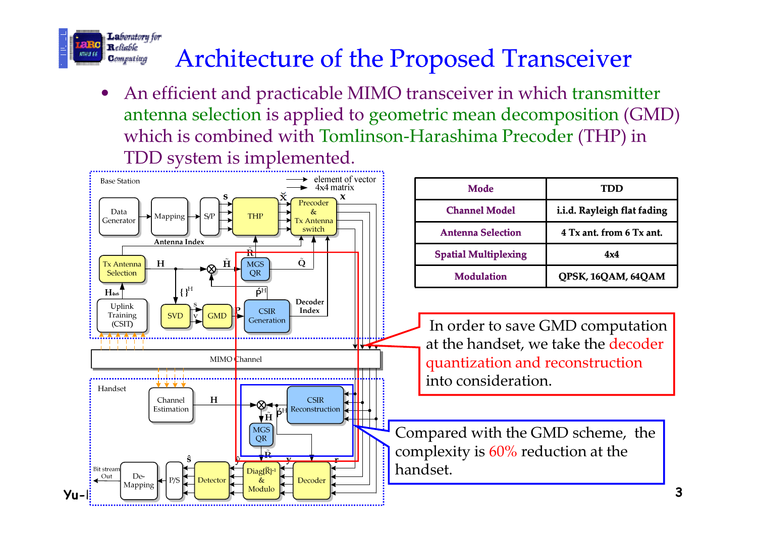# Architecture of the Proposed Transceiver

- An efficient and practicable MIMO transceiver in which transmitter antenna selection is applied to geometric mean decomposition (GMD) which is combined with Tomlinson-Harashima Precoder (THP) in TDD system is implemented.

| Mode | TDD |
| --- | --- |
| Channel Model | i.i.d. Rayleigh flat fading |
| Antenna Selection | 4 Tx ant. from 6 Tx ant. |
| Spatial Multiplexing | 4x4 |
| Modulation | QPSK, 16QAM, 64QAM |

In order to save GMD computation at the handset, we take the decoder quantization and reconstruction into consideration.

Compared with the GMD scheme, the complexity is 60% reduction at the handset.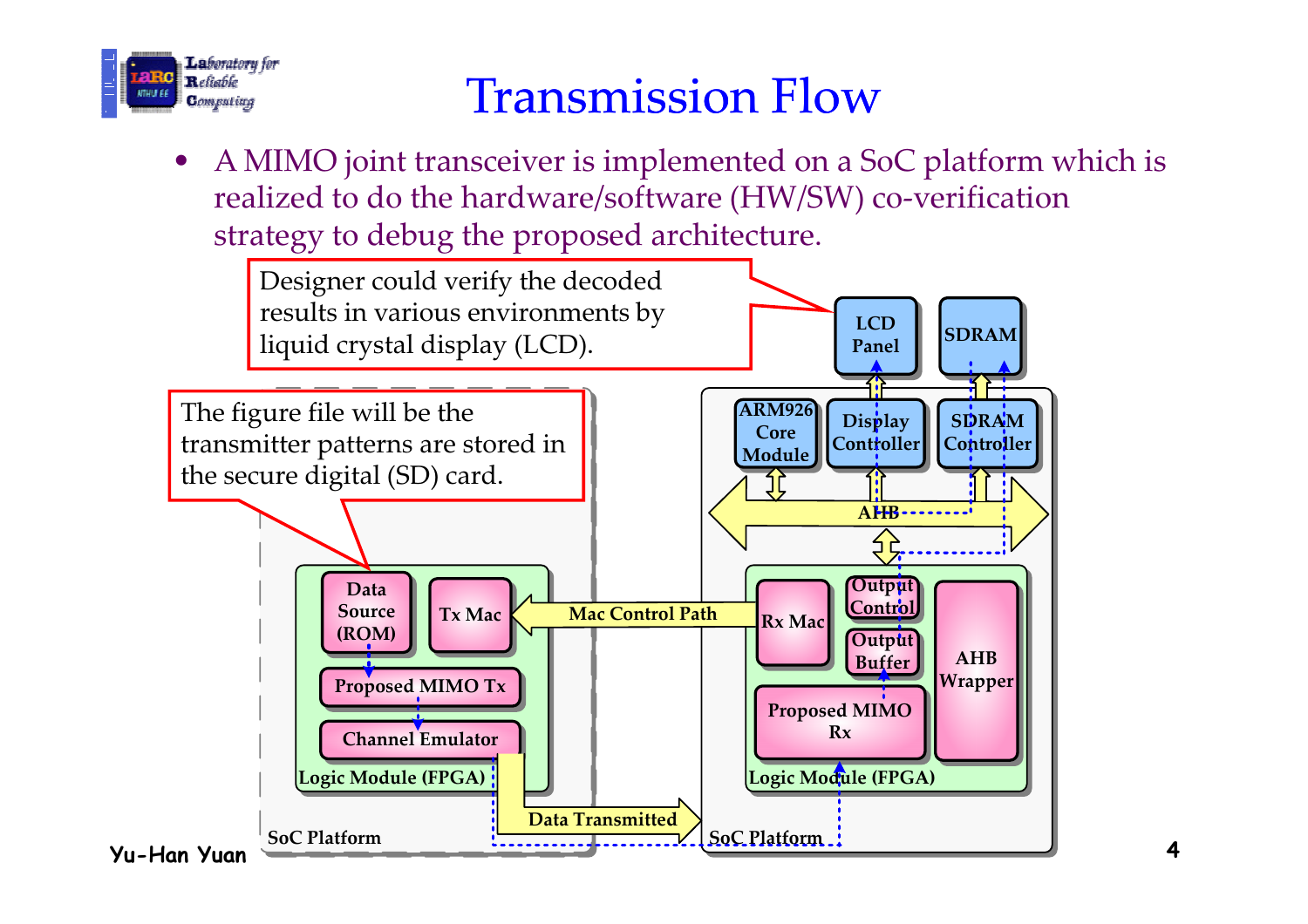# Transmission Flow

- A MIMO joint transceiver is implemented on a SoC platform which is realized to do the hardware/software (HW/SW) co-verification strategy to debug the proposed architecture.

Designer could verify the decoded results in various environments by liquid crystal display (LCD).

The figure file will be the transmitter patterns are stored in the secure digital (SD) card.

LCD Panel

SDRAM

ARM926 Core Module

Display Controller

SDRAM Controller

AHB

Data Source (ROM)

Tx Mac

Mac Control Path

Rx Mac

Output Control

Output Buffer

AHB Wrapper

Proposed MIMO Tx

Channel Emulator

Proposed MIMO Rx

Logic Module (FPGA)

Logic Module (FPGA)

Data Transmitted

SoC Platform

SoC Platform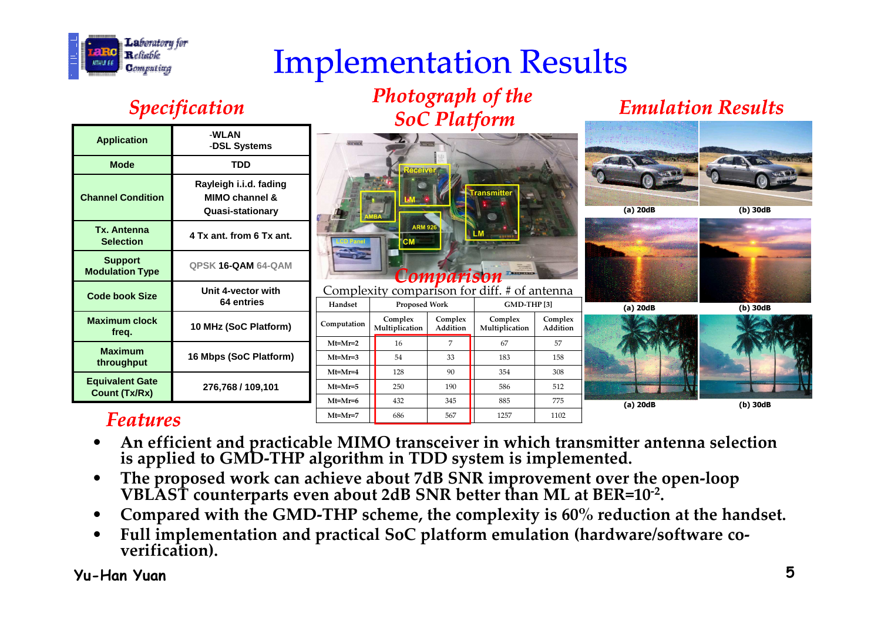# Implementation Results

## Specification

| | |
|---|---|
| Application | -WLAN<br>-DSL Systems |
| Mode | TDD |
| Channel Condition | Rayleigh i.i.d. fading MIMO channel & Quasi-stationary |
| Tx. Antenna Selection | 4 Tx ant. from 6 Tx ant. |
| Support Modulation Type | QPSK 16-QAM 64-QAM |
| Code book Size | Unit 4-vector with 64 entries |
| Maximum clock freq. | 10 MHz (SoC Platform) |
| Maximum throughput | 16 Mbps (SoC Platform) |
| Equivalent Gate Count (Tx/Rx) | 276,768 / 109,101 |

## Photograph of the SoC Platform

Receiver
LM
AMBA
ARM 926
CM
LCD Panel
Transmitter
LM

## Comparison

Complexity comparison for diff. # of antenna

| Handset | Proposed Work | | GMD-THP [3] | |
|---|---|---|---|---|
| Computation | Complex Multiplication | Complex Addition | Complex Multiplication | Complex Addition |
| Mt=Mr=2 | 16 | 7 | 67 | 57 |
| Mt=Mr=3 | 54 | 33 | 183 | 158 |
| Mt=Mr=4 | 128 | 90 | 354 | 308 |
| Mt=Mr=5 | 250 | 190 | 586 | 512 |
| Mt=Mr=6 | 432 | 345 | 885 | 775 |
| Mt=Mr=7 | 686 | 567 | 1257 | 1102 |

## Emulation Results

(a) 20dB
(b) 30dB
(a) 20dB
(b) 30dB
(a) 20dB
(b) 30dB

## Features

- An efficient and practicable MIMO transceiver in which transmitter antenna selection is applied to GMD-THP algorithm in TDD system is implemented.
- The proposed work can achieve about 7dB SNR improvement over the open-loop VBLAST counterparts even about 2dB SNR better than ML at BER=$10^{-2}$.
- Compared with the GMD-THP scheme, the complexity is 60% reduction at the handset.
- Full implementation and practical SoC platform emulation (hardware/software co-verification).

Yu-Han Yuan